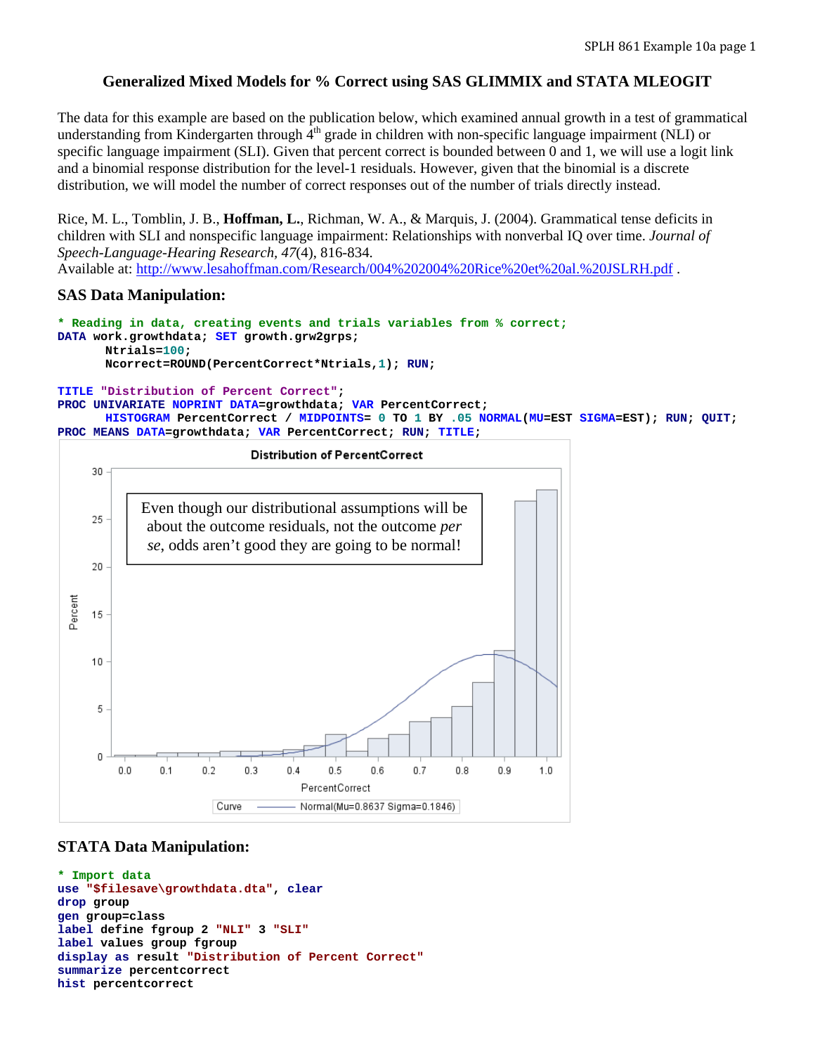## Generalized Mixed Models for % Correct using SAS GLIMMIX and STATA MLEOGIT

The data for this example are based on the publication below, which examined annual growth in a test of grammatical understanding from Kindergarten through 4th grade in children with non-specific language impairment (NLI) or specific language impairment (SLI). Given that percent correct is bounded between 0 and 1, we will use a logit link and a binomial response distribution for the level-1 residuals. However, given that the binomial is a discrete distribution, we will model the number of correct responses out of the number of trials directly instead.

Rice, M. L., Tomblin, J. B., **Hoffman, L.**, Richman, W. A., & Marquis, J. (2004). Grammatical tense deficits in children with SLI and nonspecific language impairment: Relationships with nonverbal IQ over time. *Journal of Speech-Language-Hearing Research, 47*(4), 816-834.
Available at: http://www.lesahoffman.com/Research/004%202004%20Rice%20et%20al.%20JSLRH.pdf .

### SAS Data Manipulation:

```
* Reading in data, creating events and trials variables from % correct;
DATA work.growthdata; SET growth.grw2grps;
       Ntrials=100;
       Ncorrect=ROUND(PercentCorrect*Ntrials,1); RUN;

TITLE "Distribution of Percent Correct";
PROC UNIVARIATE NOPRINT DATA=growthdata; VAR PercentCorrect;
       HISTOGRAM PercentCorrect / MIDPOINTS= 0 TO 1 BY .05 NORMAL(MU=EST SIGMA=EST); RUN; QUIT;
PROC MEANS DATA=growthdata; VAR PercentCorrect; RUN; TITLE;
```

Distribution of PercentCorrect

Even though our distributional assumptions will be about the outcome residuals, not the outcome *per se*, odds aren't good they are going to be normal!

Curve —— Normal(Mu=0.8637 Sigma=0.1846)

### STATA Data Manipulation:

```
* Import data
use "$filesave\growthdata.dta", clear
drop group
gen group=class
label define fgroup 2 "NLI" 3 "SLI"
label values group fgroup
display as result "Distribution of Percent Correct"
summarize percentcorrect
hist percentcorrect
```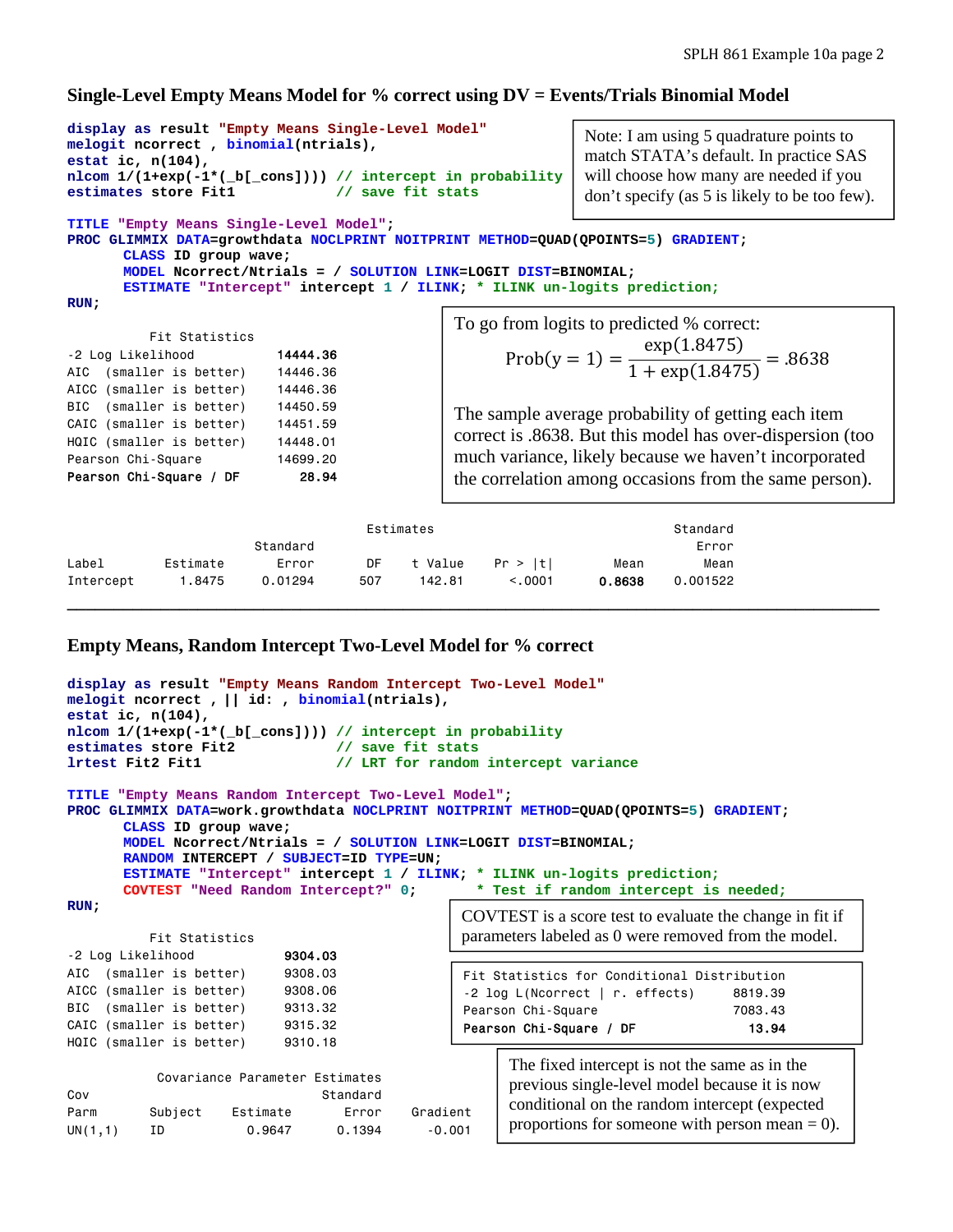## Single-Level Empty Means Model for % correct using DV = Events/Trials Binomial Model

```
display as result "Empty Means Single-Level Model"
melogit ncorrect , binomial(ntrials),
estat ic, n(104),
nlcom 1/(1+exp(-1*(_b[_cons]))) // intercept in probability
estimates store Fit1            // save fit stats
```

Note: I am using 5 quadrature points to match STATA's default. In practice SAS will choose how many are needed if you don't specify (as 5 is likely to be too few).

```
TITLE "Empty Means Single-Level Model";
PROC GLIMMIX DATA=growthdata NOCLPRINT NOITPRINT METHOD=QUAD(QPOINTS=5) GRADIENT;
      CLASS ID group wave;
      MODEL Ncorrect/Ntrials = / SOLUTION LINK=LOGIT DIST=BINOMIAL;
      ESTIMATE "Intercept" intercept 1 / ILINK; * ILINK un-logits prediction;
RUN;
```

```
         Fit Statistics
-2 Log Likelihood          14444.36
AIC  (smaller is better)   14446.36
AICC (smaller is better)   14446.36
BIC  (smaller is better)   14450.59
CAIC (smaller is better)   14451.59
HQIC (smaller is better)   14448.01
Pearson Chi-Square         14699.20
Pearson Chi-Square / DF       28.94
```

To go from logits to predicted % correct:

$$\text{Prob}(y=1) = \frac{\exp(1.8475)}{1+\exp(1.8475)} = .8638$$

The sample average probability of getting each item correct is .8638. But this model has over-dispersion (too much variance, likely because we haven't incorporated the correlation among occasions from the same person).

```
                                    Estimates                              Standard
                       Standard                                               Error
Label        Estimate     Error      DF    t Value    Pr > |t|      Mean       Mean
Intercept      1.8475   0.01294     507     142.81      <.0001    0.8638   0.001522
```

---

## Empty Means, Random Intercept Two-Level Model for % correct

```
display as result "Empty Means Random Intercept Two-Level Model"
melogit ncorrect , || id: , binomial(ntrials),
estat ic, n(104),
nlcom 1/(1+exp(-1*(_b[_cons]))) // intercept in probability
estimates store Fit2            // save fit stats
lrtest Fit2 Fit1                // LRT for random intercept variance
```

```
TITLE "Empty Means Random Intercept Two-Level Model";
PROC GLIMMIX DATA=work.growthdata NOCLPRINT NOITPRINT METHOD=QUAD(QPOINTS=5) GRADIENT;
      CLASS ID group wave;
      MODEL Ncorrect/Ntrials = / SOLUTION LINK=LOGIT DIST=BINOMIAL;
      RANDOM INTERCEPT / SUBJECT=ID TYPE=UN;
      ESTIMATE "Intercept" intercept 1 / ILINK; * ILINK un-logits prediction;
      COVTEST "Need Random Intercept?" 0;      * Test if random intercept is needed;
RUN;
```

COVTEST is a score test to evaluate the change in fit if parameters labeled as 0 were removed from the model.

```
         Fit Statistics
-2 Log Likelihood          9304.03
AIC  (smaller is better)   9308.03
AICC (smaller is better)   9308.06
BIC  (smaller is better)   9313.32
CAIC (smaller is better)   9315.32
HQIC (smaller is better)   9310.18
```

```
Fit Statistics for Conditional Distribution
-2 log L(Ncorrect | r. effects)      8819.39
Pearson Chi-Square                   7083.43
Pearson Chi-Square / DF                13.94
```

```
         Covariance Parameter Estimates
Cov                                Standard
Parm      Subject     Estimate        Error      Gradient
UN(1,1)   ID            0.9647       0.1394        -0.001
```

The fixed intercept is not the same as in the previous single-level model because it is now conditional on the random intercept (expected proportions for someone with person mean = 0).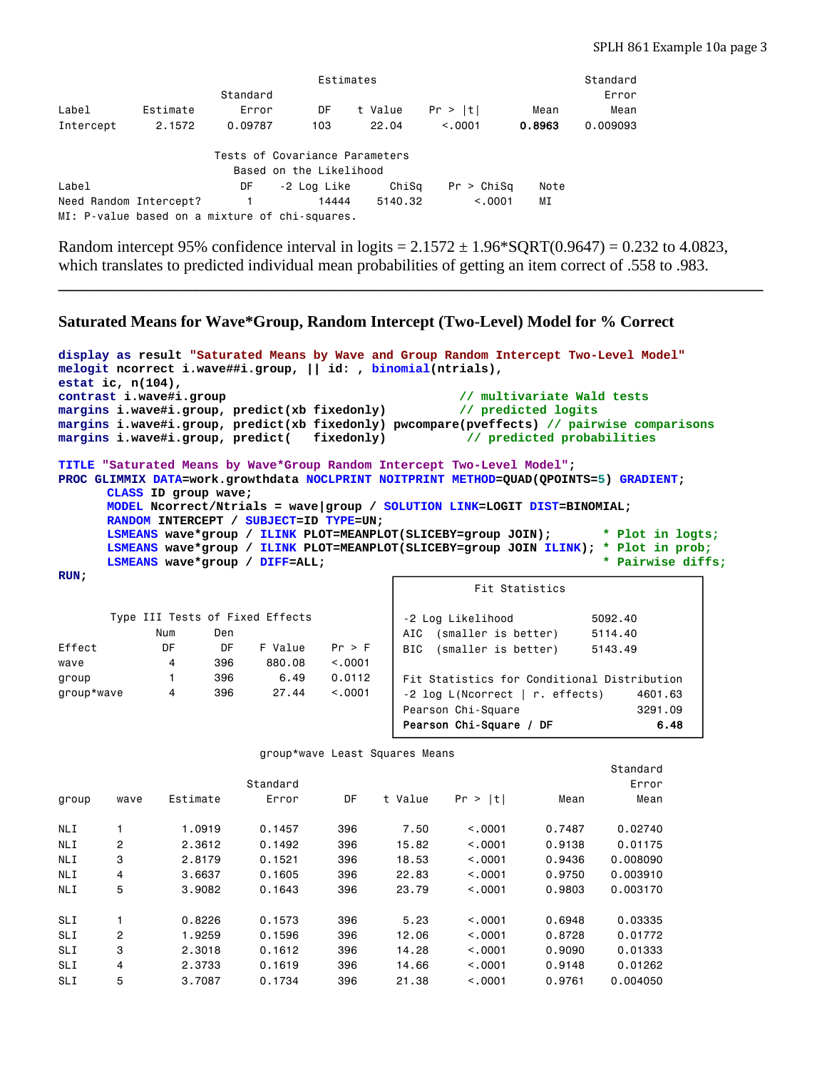| | | Estimates | | | | | Standard |
|---|---|---|---|---|---|---|---|
| | | Standard | | | | | Error |
| Label | Estimate | Error | DF | t Value | Pr > \|t\| | Mean | Mean |
| Intercept | 2.1572 | 0.09787 | 103 | 22.04 | <.0001 | **0.8963** | 0.009093 |

Tests of Covariance Parameters Based on the Likelihood

| Label | DF | -2 Log Like | ChiSq | Pr > ChiSq | Note |
|---|---|---|---|---|---|
| Need Random Intercept? | 1 | 14444 | 5140.32 | <.0001 | MI |

MI: P-value based on a mixture of chi-squares.

Random intercept 95% confidence interval in logits = 2.1572 ± 1.96*SQRT(0.9647) = 0.232 to 4.0823, which translates to predicted individual mean probabilities of getting an item correct of .558 to .983.

---

## Saturated Means for Wave*Group, Random Intercept (Two-Level) Model for % Correct

```
display as result "Saturated Means by Wave and Group Random Intercept Two-Level Model"
melogit ncorrect i.wave##i.group, || id: , binomial(ntrials),
estat ic, n(104),
contrast i.wave#i.group                                // multivariate Wald tests
margins i.wave#i.group, predict(xb fixedonly)          // predicted logits
margins i.wave#i.group, predict(xb fixedonly) pwcompare(pveffects) // pairwise comparisons
margins i.wave#i.group, predict(   fixedonly)           // predicted probabilities

TITLE "Saturated Means by Wave*Group Random Intercept Two-Level Model";
PROC GLIMMIX DATA=work.growthdata NOCLPRINT NOITPRINT METHOD=QUAD(QPOINTS=5) GRADIENT;
      CLASS ID group wave;
      MODEL Ncorrect/Ntrials = wave|group / SOLUTION LINK=LOGIT DIST=BINOMIAL;
      RANDOM INTERCEPT / SUBJECT=ID TYPE=UN;
      LSMEANS wave*group / ILINK PLOT=MEANPLOT(SLICEBY=group JOIN);       * Plot in logts;
      LSMEANS wave*group / ILINK PLOT=MEANPLOT(SLICEBY=group JOIN ILINK); * Plot in prob;
      LSMEANS wave*group / DIFF=ALL;                                      * Pairwise diffs;
RUN;
```

Type III Tests of Fixed Effects

| Effect | Num DF | Den DF | F Value | Pr > F |
|---|---|---|---|---|
| wave | 4 | 396 | 880.08 | <.0001 |
| group | 1 | 396 | 6.49 | 0.0112 |
| group*wave | 4 | 396 | 27.44 | <.0001 |

Fit Statistics

| | |
|---|---|
| -2 Log Likelihood | 5092.40 |
| AIC (smaller is better) | 5114.40 |
| BIC (smaller is better) | 5143.49 |

Fit Statistics for Conditional Distribution

| | |
|---|---|
| -2 log L(Ncorrect \| r. effects) | 4601.63 |
| Pearson Chi-Square | 3291.09 |
| **Pearson Chi-Square / DF** | **6.48** |

group*wave Least Squares Means

| group | wave | Estimate | Standard Error | DF | t Value | Pr > \|t\| | Mean | Standard Error Mean |
|---|---|---|---|---|---|---|---|---|
| NLI | 1 | 1.0919 | 0.1457 | 396 | 7.50 | <.0001 | 0.7487 | 0.02740 |
| NLI | 2 | 2.3612 | 0.1492 | 396 | 15.82 | <.0001 | 0.9138 | 0.01175 |
| NLI | 3 | 2.8179 | 0.1521 | 396 | 18.53 | <.0001 | 0.9436 | 0.008090 |
| NLI | 4 | 3.6637 | 0.1605 | 396 | 22.83 | <.0001 | 0.9750 | 0.003910 |
| NLI | 5 | 3.9082 | 0.1643 | 396 | 23.79 | <.0001 | 0.9803 | 0.003170 |
| SLI | 1 | 0.8226 | 0.1573 | 396 | 5.23 | <.0001 | 0.6948 | 0.03335 |
| SLI | 2 | 1.9259 | 0.1596 | 396 | 12.06 | <.0001 | 0.8728 | 0.01772 |
| SLI | 3 | 2.3018 | 0.1612 | 396 | 14.28 | <.0001 | 0.9090 | 0.01333 |
| SLI | 4 | 2.3733 | 0.1619 | 396 | 14.66 | <.0001 | 0.9148 | 0.01262 |
| SLI | 5 | 3.7087 | 0.1734 | 396 | 21.38 | <.0001 | 0.9761 | 0.004050 |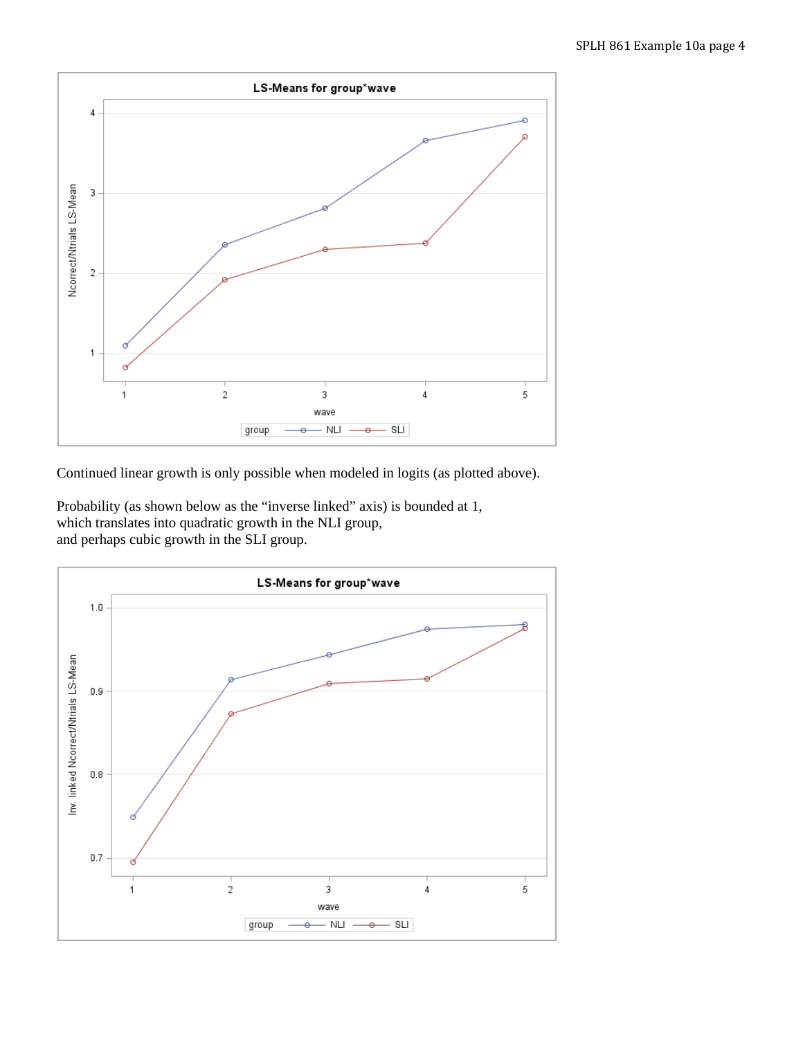LS-Means for group*wave

Ncorrect/Ntrials LS-Mean

4

3

2

1

1 2 3 4 5

wave

group NLI SLI

Continued linear growth is only possible when modeled in logits (as plotted above).

Probability (as shown below as the "inverse linked" axis) is bounded at 1,
which translates into quadratic growth in the NLI group,
and perhaps cubic growth in the SLI group.

LS-Means for group*wave

Inv. linked Ncorrect/Ntrials LS-Mean

1.0

0.9

0.8

0.7

1 2 3 4 5

wave

group NLI SLI